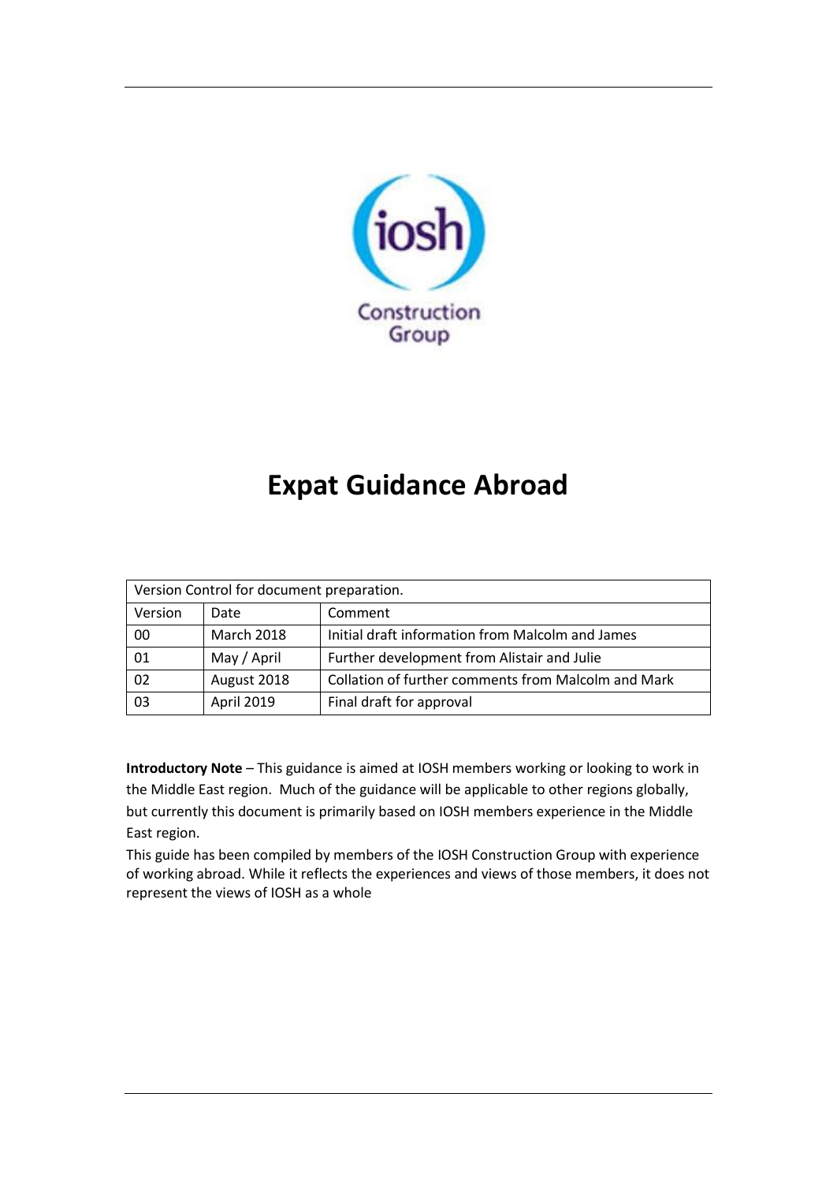iosh

Construction Group

# Expat Guidance Abroad

| Version Control for document preparation. | | |
|---|---|---|
| Version | Date | Comment |
| 00 | March 2018 | Initial draft information from Malcolm and James |
| 01 | May / April | Further development from Alistair and Julie |
| 02 | August 2018 | Collation of further comments from Malcolm and Mark |
| 03 | April 2019 | Final draft for approval |

**Introductory Note** – This guidance is aimed at IOSH members working or looking to work in the Middle East region. Much of the guidance will be applicable to other regions globally, but currently this document is primarily based on IOSH members experience in the Middle East region.

This guide has been compiled by members of the IOSH Construction Group with experience of working abroad. While it reflects the experiences and views of those members, it does not represent the views of IOSH as a whole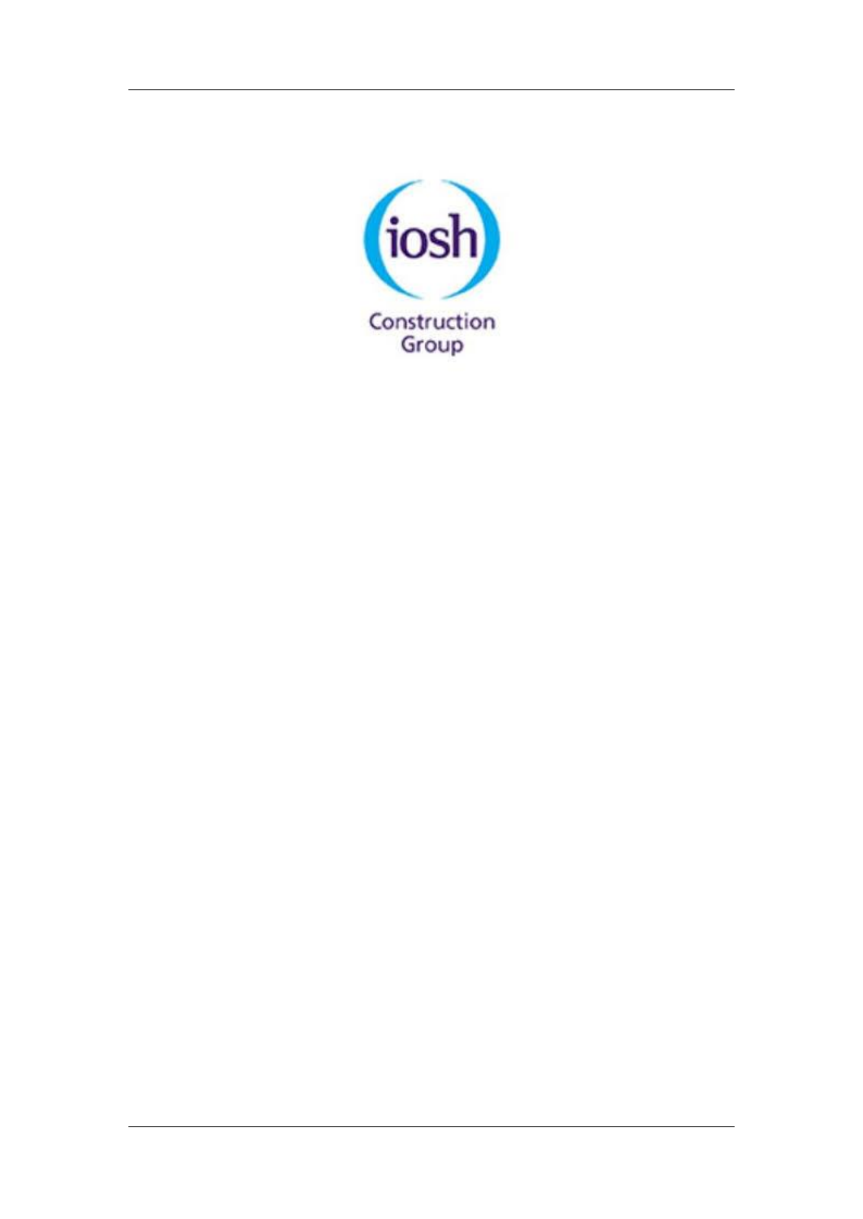iosh

Construction Group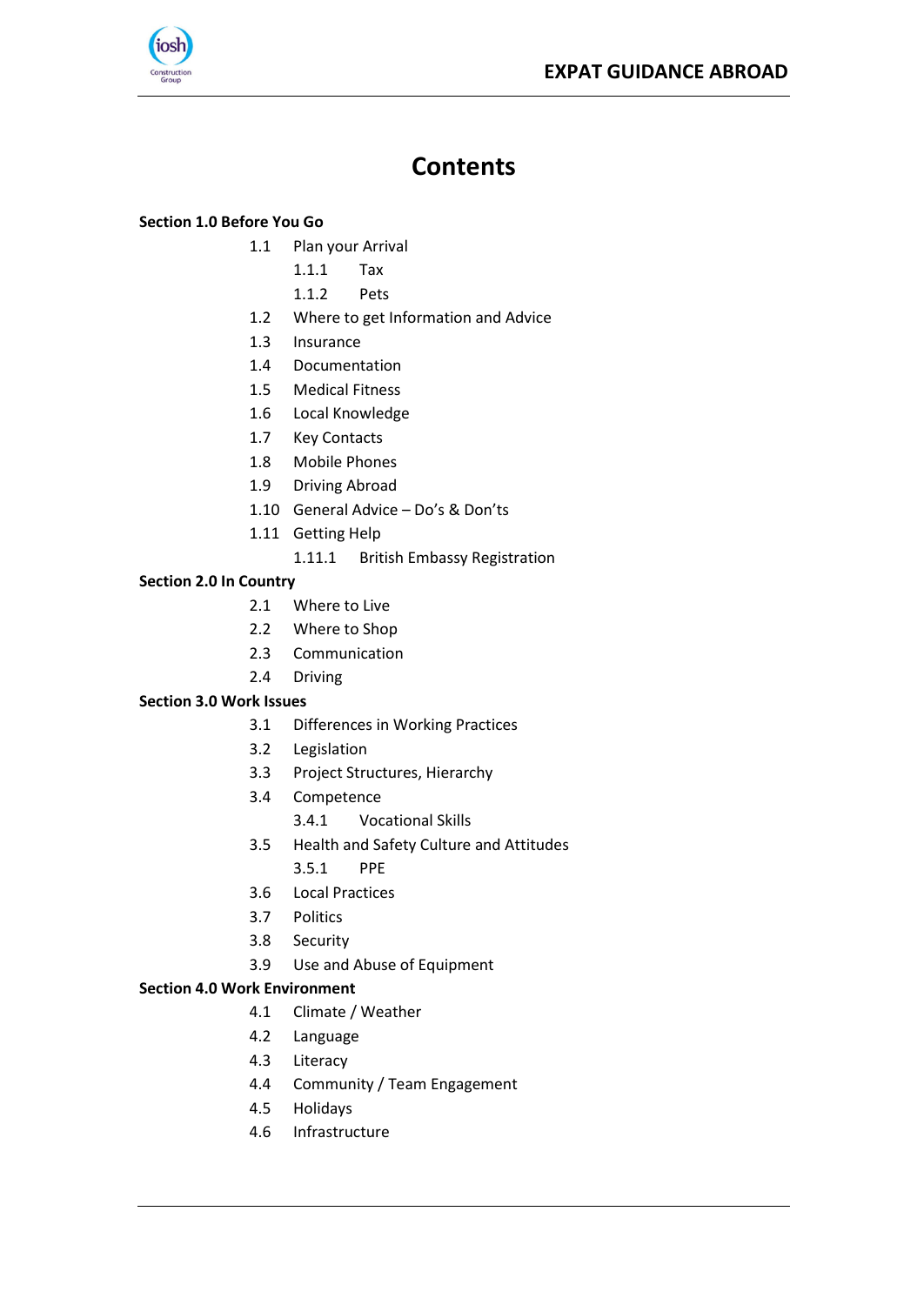# Contents

**Section 1.0 Before You Go**

- 1.1 Plan your Arrival
  - 1.1.1 Tax
  - 1.1.2 Pets
- 1.2 Where to get Information and Advice
- 1.3 Insurance
- 1.4 Documentation
- 1.5 Medical Fitness
- 1.6 Local Knowledge
- 1.7 Key Contacts
- 1.8 Mobile Phones
- 1.9 Driving Abroad
- 1.10 General Advice – Do's & Don'ts
- 1.11 Getting Help
  - 1.11.1 British Embassy Registration

**Section 2.0 In Country**

- 2.1 Where to Live
- 2.2 Where to Shop
- 2.3 Communication
- 2.4 Driving

**Section 3.0 Work Issues**

- 3.1 Differences in Working Practices
- 3.2 Legislation
- 3.3 Project Structures, Hierarchy
- 3.4 Competence
  - 3.4.1 Vocational Skills
- 3.5 Health and Safety Culture and Attitudes
  - 3.5.1 PPE
- 3.6 Local Practices
- 3.7 Politics
- 3.8 Security
- 3.9 Use and Abuse of Equipment

**Section 4.0 Work Environment**

- 4.1 Climate / Weather
- 4.2 Language
- 4.3 Literacy
- 4.4 Community / Team Engagement
- 4.5 Holidays
- 4.6 Infrastructure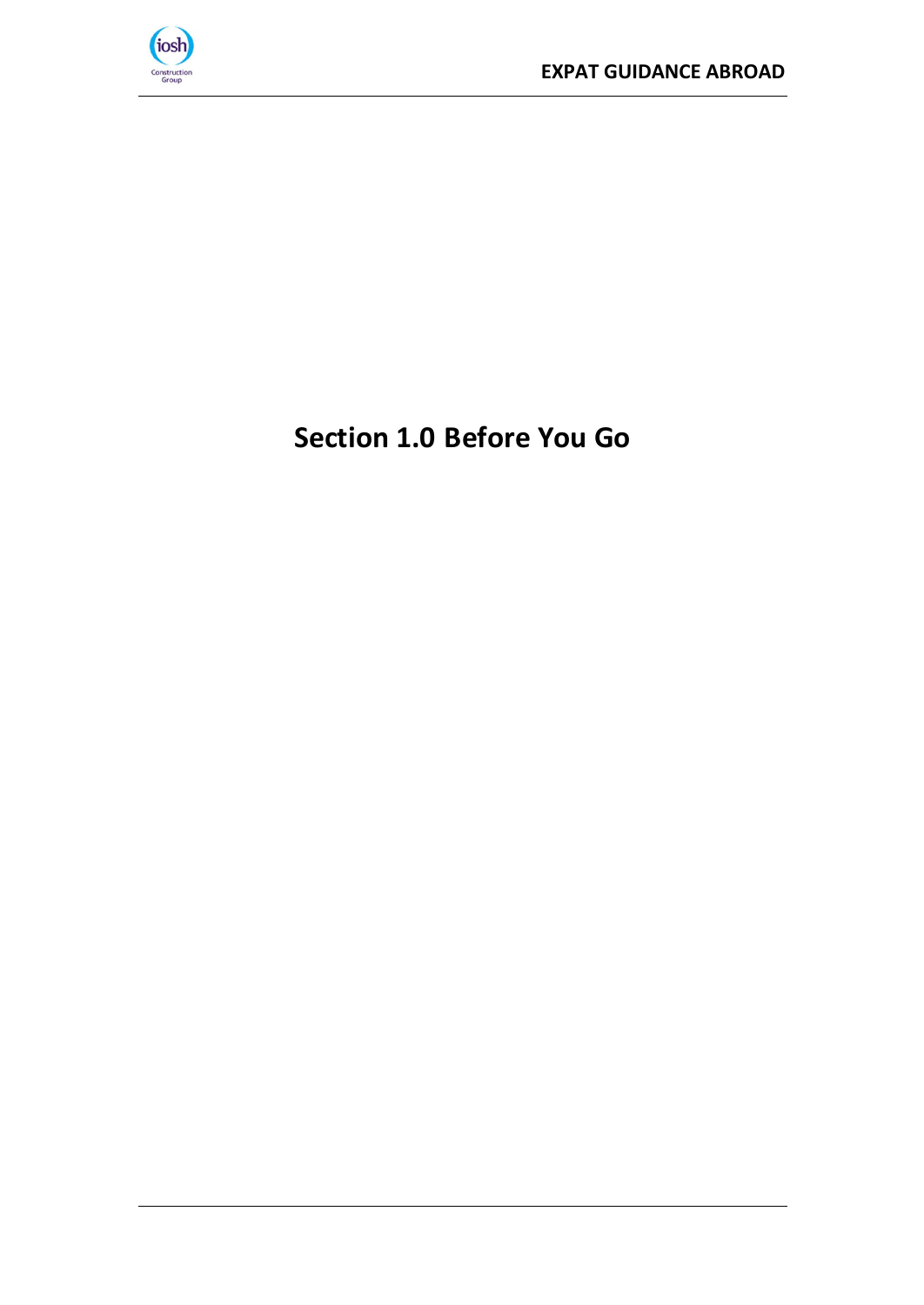# Section 1.0 Before You Go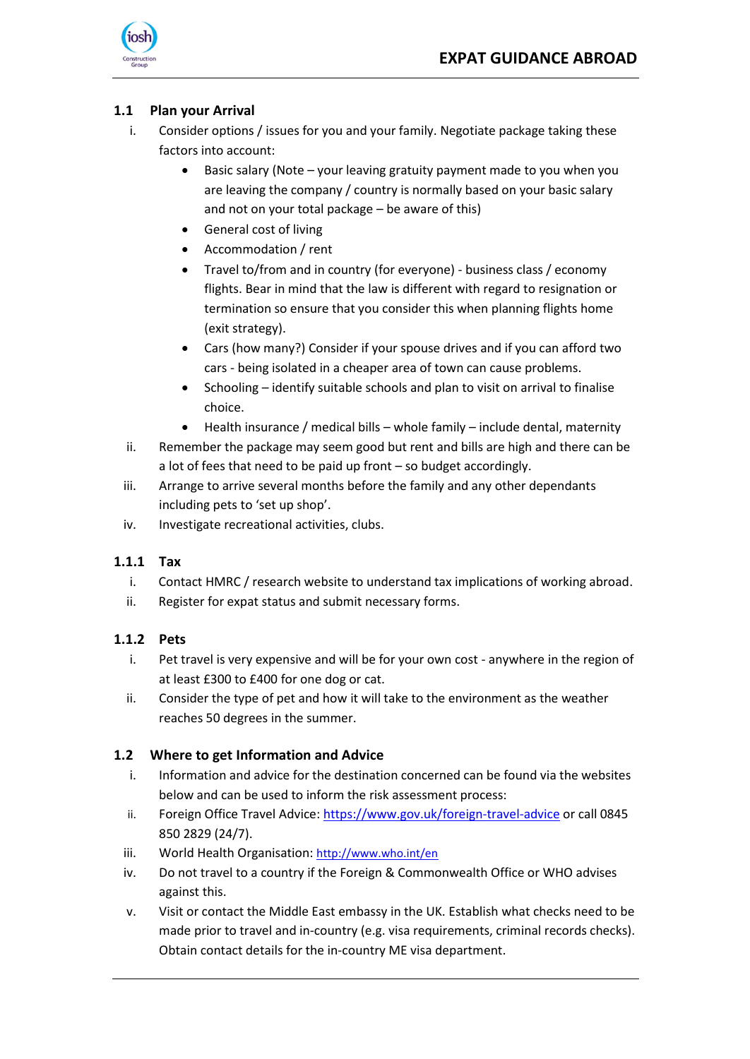## 1.1 Plan your Arrival

i. Consider options / issues for you and your family. Negotiate package taking these factors into account:

- Basic salary (Note – your leaving gratuity payment made to you when you are leaving the company / country is normally based on your basic salary and not on your total package – be aware of this)
- General cost of living
- Accommodation / rent
- Travel to/from and in country (for everyone) - business class / economy flights. Bear in mind that the law is different with regard to resignation or termination so ensure that you consider this when planning flights home (exit strategy).
- Cars (how many?) Consider if your spouse drives and if you can afford two cars - being isolated in a cheaper area of town can cause problems.
- Schooling – identify suitable schools and plan to visit on arrival to finalise choice.
- Health insurance / medical bills – whole family – include dental, maternity

ii. Remember the package may seem good but rent and bills are high and there can be a lot of fees that need to be paid up front – so budget accordingly.

iii. Arrange to arrive several months before the family and any other dependants including pets to 'set up shop'.

iv. Investigate recreational activities, clubs.

### 1.1.1 Tax

i. Contact HMRC / research website to understand tax implications of working abroad.

ii. Register for expat status and submit necessary forms.

### 1.1.2 Pets

i. Pet travel is very expensive and will be for your own cost - anywhere in the region of at least £300 to £400 for one dog or cat.

ii. Consider the type of pet and how it will take to the environment as the weather reaches 50 degrees in the summer.

## 1.2 Where to get Information and Advice

i. Information and advice for the destination concerned can be found via the websites below and can be used to inform the risk assessment process:

ii. Foreign Office Travel Advice: https://www.gov.uk/foreign-travel-advice or call 0845 850 2829 (24/7).

iii. World Health Organisation: http://www.who.int/en

iv. Do not travel to a country if the Foreign & Commonwealth Office or WHO advises against this.

v. Visit or contact the Middle East embassy in the UK. Establish what checks need to be made prior to travel and in-country (e.g. visa requirements, criminal records checks). Obtain contact details for the in-country ME visa department.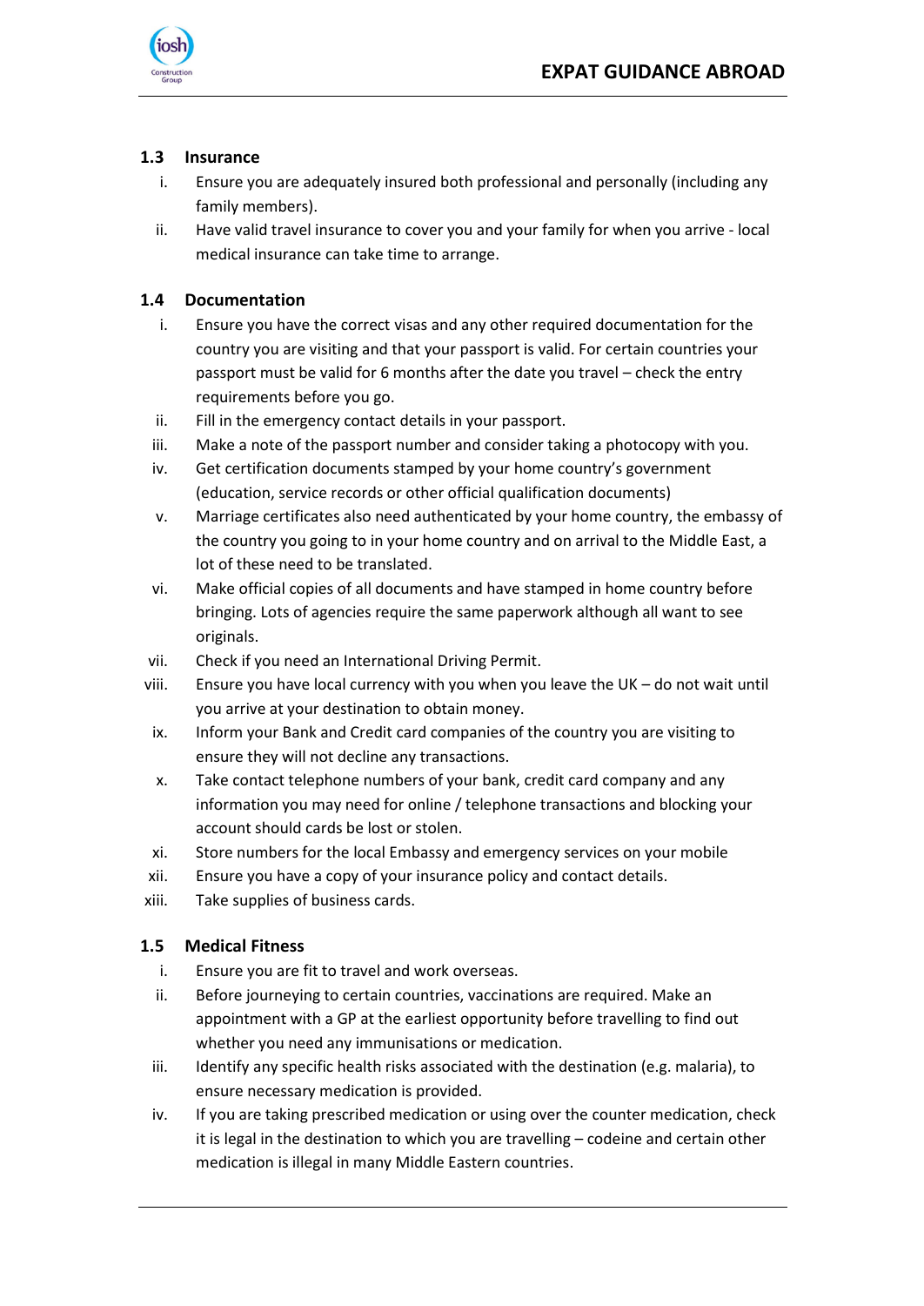### 1.3 Insurance

i. Ensure you are adequately insured both professional and personally (including any family members).

ii. Have valid travel insurance to cover you and your family for when you arrive - local medical insurance can take time to arrange.

### 1.4 Documentation

i. Ensure you have the correct visas and any other required documentation for the country you are visiting and that your passport is valid. For certain countries your passport must be valid for 6 months after the date you travel – check the entry requirements before you go.

ii. Fill in the emergency contact details in your passport.

iii. Make a note of the passport number and consider taking a photocopy with you.

iv. Get certification documents stamped by your home country's government (education, service records or other official qualification documents)

v. Marriage certificates also need authenticated by your home country, the embassy of the country you going to in your home country and on arrival to the Middle East, a lot of these need to be translated.

vi. Make official copies of all documents and have stamped in home country before bringing. Lots of agencies require the same paperwork although all want to see originals.

vii. Check if you need an International Driving Permit.

viii. Ensure you have local currency with you when you leave the UK – do not wait until you arrive at your destination to obtain money.

ix. Inform your Bank and Credit card companies of the country you are visiting to ensure they will not decline any transactions.

x. Take contact telephone numbers of your bank, credit card company and any information you may need for online / telephone transactions and blocking your account should cards be lost or stolen.

xi. Store numbers for the local Embassy and emergency services on your mobile

xii. Ensure you have a copy of your insurance policy and contact details.

xiii. Take supplies of business cards.

### 1.5 Medical Fitness

i. Ensure you are fit to travel and work overseas.

ii. Before journeying to certain countries, vaccinations are required. Make an appointment with a GP at the earliest opportunity before travelling to find out whether you need any immunisations or medication.

iii. Identify any specific health risks associated with the destination (e.g. malaria), to ensure necessary medication is provided.

iv. If you are taking prescribed medication or using over the counter medication, check it is legal in the destination to which you are travelling – codeine and certain other medication is illegal in many Middle Eastern countries.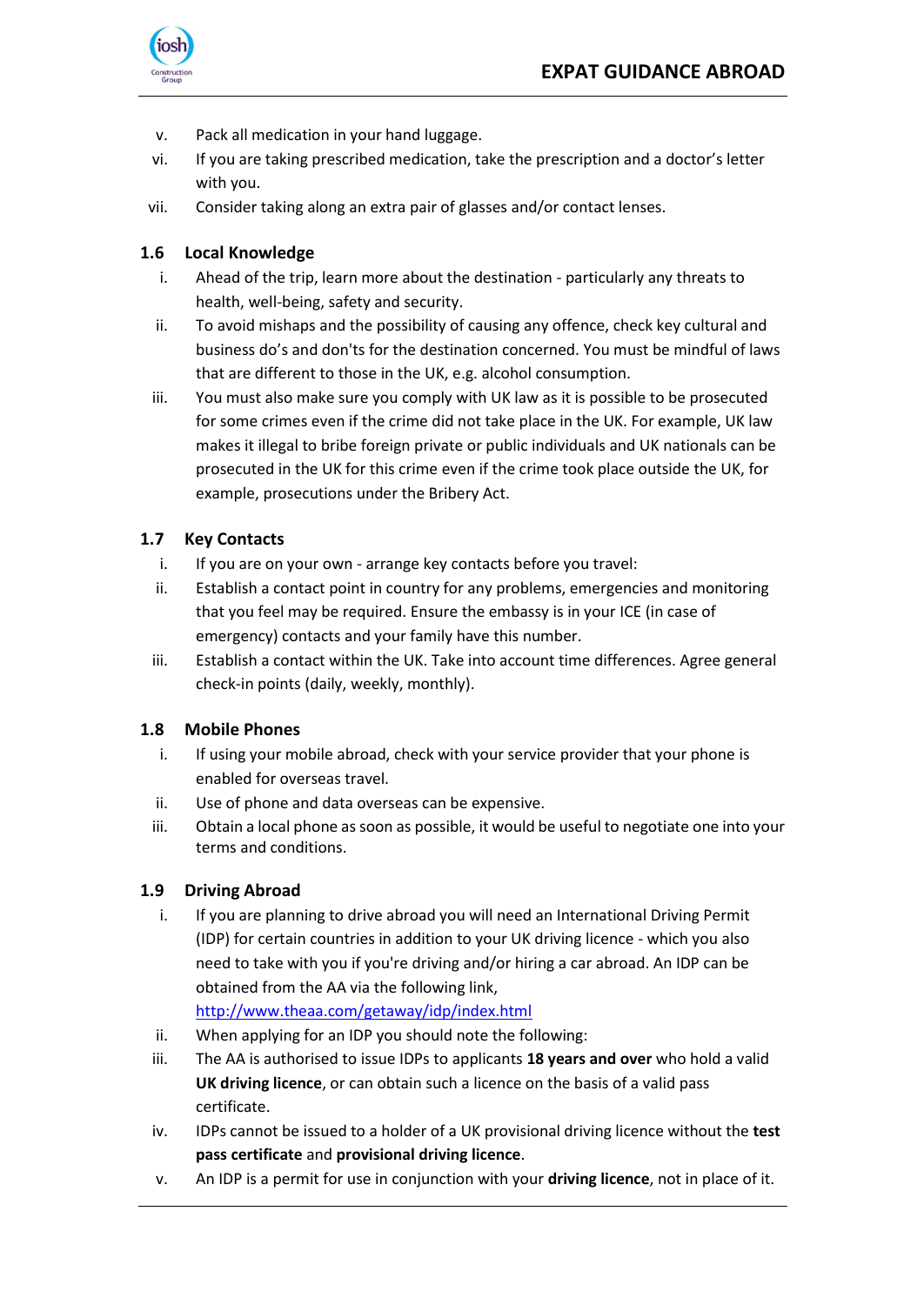v. Pack all medication in your hand luggage.
vi. If you are taking prescribed medication, take the prescription and a doctor's letter with you.
vii. Consider taking along an extra pair of glasses and/or contact lenses.

### 1.6 Local Knowledge

i. Ahead of the trip, learn more about the destination - particularly any threats to health, well-being, safety and security.
ii. To avoid mishaps and the possibility of causing any offence, check key cultural and business do's and don'ts for the destination concerned. You must be mindful of laws that are different to those in the UK, e.g. alcohol consumption.
iii. You must also make sure you comply with UK law as it is possible to be prosecuted for some crimes even if the crime did not take place in the UK. For example, UK law makes it illegal to bribe foreign private or public individuals and UK nationals can be prosecuted in the UK for this crime even if the crime took place outside the UK, for example, prosecutions under the Bribery Act.

### 1.7 Key Contacts

i. If you are on your own - arrange key contacts before you travel:
ii. Establish a contact point in country for any problems, emergencies and monitoring that you feel may be required. Ensure the embassy is in your ICE (in case of emergency) contacts and your family have this number.
iii. Establish a contact within the UK. Take into account time differences. Agree general check-in points (daily, weekly, monthly).

### 1.8 Mobile Phones

i. If using your mobile abroad, check with your service provider that your phone is enabled for overseas travel.
ii. Use of phone and data overseas can be expensive.
iii. Obtain a local phone as soon as possible, it would be useful to negotiate one into your terms and conditions.

### 1.9 Driving Abroad

i. If you are planning to drive abroad you will need an International Driving Permit (IDP) for certain countries in addition to your UK driving licence - which you also need to take with you if you're driving and/or hiring a car abroad. An IDP can be obtained from the AA via the following link, [http://www.theaa.com/getaway/idp/index.html](http://www.theaa.com/getaway/idp/index.html)
ii. When applying for an IDP you should note the following:
iii. The AA is authorised to issue IDPs to applicants **18 years and over** who hold a valid **UK driving licence**, or can obtain such a licence on the basis of a valid pass certificate.
iv. IDPs cannot be issued to a holder of a UK provisional driving licence without the **test pass certificate** and **provisional driving licence**.
v. An IDP is a permit for use in conjunction with your **driving licence**, not in place of it.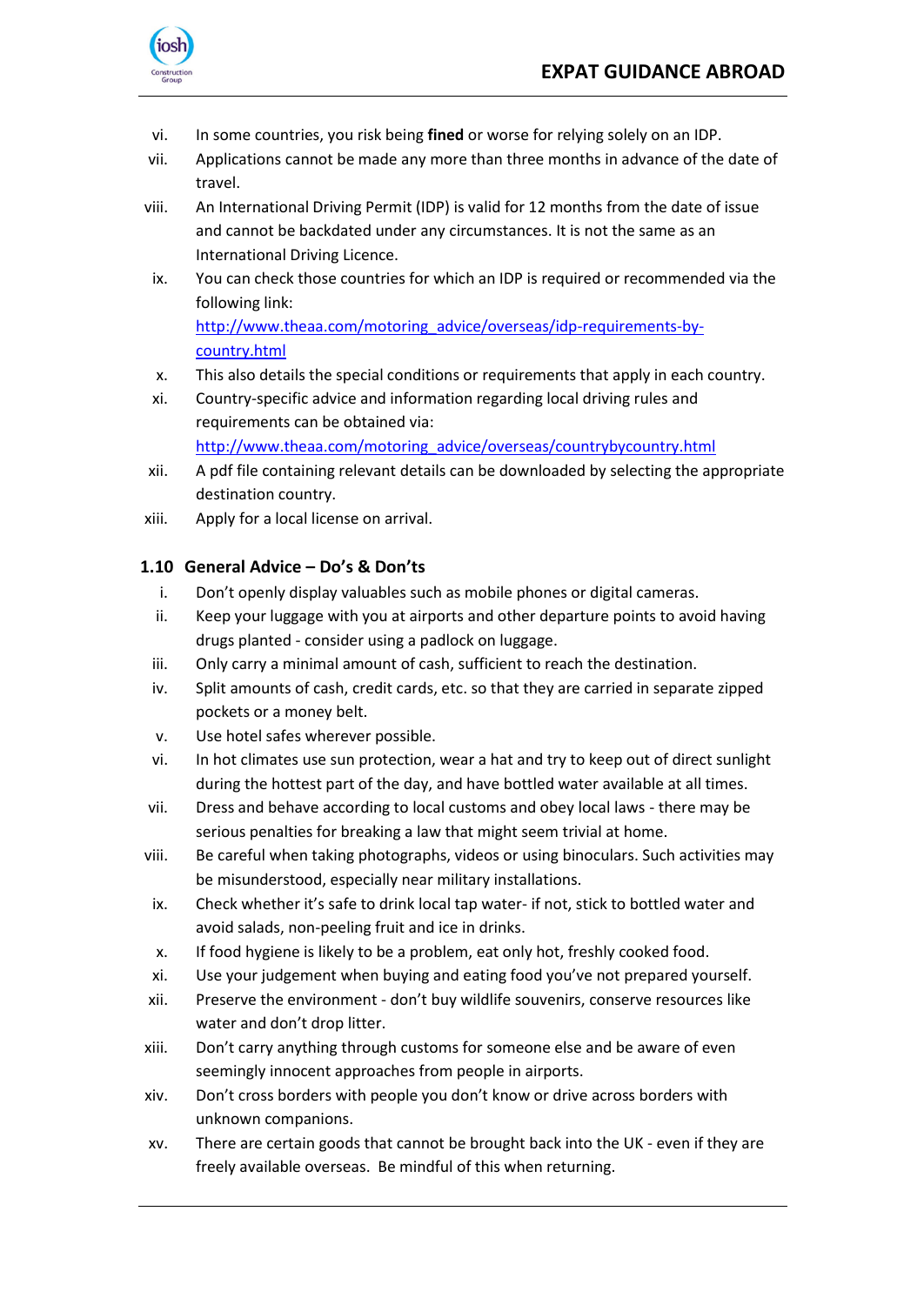vi. In some countries, you risk being **fined** or worse for relying solely on an IDP.

vii. Applications cannot be made any more than three months in advance of the date of travel.

viii. An International Driving Permit (IDP) is valid for 12 months from the date of issue and cannot be backdated under any circumstances. It is not the same as an International Driving Licence.

ix. You can check those countries for which an IDP is required or recommended via the following link: [http://www.theaa.com/motoring_advice/overseas/idp-requirements-by-country.html](http://www.theaa.com/motoring_advice/overseas/idp-requirements-by-country.html)

x. This also details the special conditions or requirements that apply in each country.

xi. Country-specific advice and information regarding local driving rules and requirements can be obtained via: [http://www.theaa.com/motoring_advice/overseas/countrybycountry.html](http://www.theaa.com/motoring_advice/overseas/countrybycountry.html)

xii. A pdf file containing relevant details can be downloaded by selecting the appropriate destination country.

xiii. Apply for a local license on arrival.

### 1.10 General Advice – Do's & Don'ts

i. Don't openly display valuables such as mobile phones or digital cameras.

ii. Keep your luggage with you at airports and other departure points to avoid having drugs planted - consider using a padlock on luggage.

iii. Only carry a minimal amount of cash, sufficient to reach the destination.

iv. Split amounts of cash, credit cards, etc. so that they are carried in separate zipped pockets or a money belt.

v. Use hotel safes wherever possible.

vi. In hot climates use sun protection, wear a hat and try to keep out of direct sunlight during the hottest part of the day, and have bottled water available at all times.

vii. Dress and behave according to local customs and obey local laws - there may be serious penalties for breaking a law that might seem trivial at home.

viii. Be careful when taking photographs, videos or using binoculars. Such activities may be misunderstood, especially near military installations.

ix. Check whether it's safe to drink local tap water- if not, stick to bottled water and avoid salads, non-peeling fruit and ice in drinks.

x. If food hygiene is likely to be a problem, eat only hot, freshly cooked food.

xi. Use your judgement when buying and eating food you've not prepared yourself.

xii. Preserve the environment - don't buy wildlife souvenirs, conserve resources like water and don't drop litter.

xiii. Don't carry anything through customs for someone else and be aware of even seemingly innocent approaches from people in airports.

xiv. Don't cross borders with people you don't know or drive across borders with unknown companions.

xv. There are certain goods that cannot be brought back into the UK - even if they are freely available overseas. Be mindful of this when returning.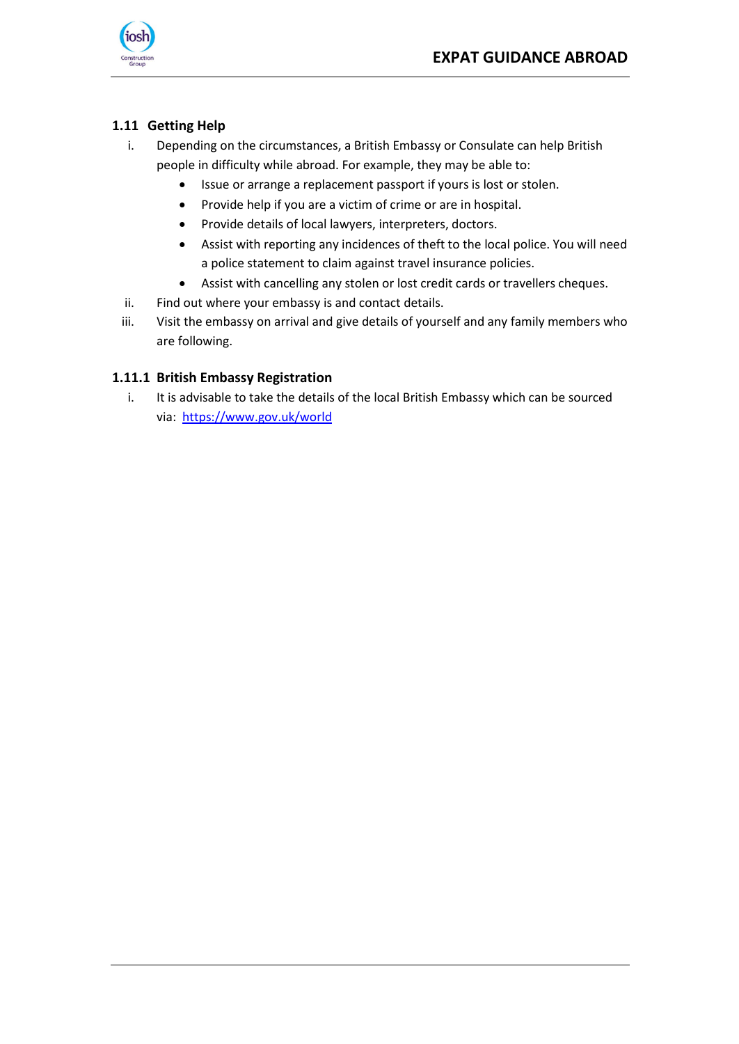## 1.11 Getting Help

i. Depending on the circumstances, a British Embassy or Consulate can help British people in difficulty while abroad. For example, they may be able to:
   - Issue or arrange a replacement passport if yours is lost or stolen.
   - Provide help if you are a victim of crime or are in hospital.
   - Provide details of local lawyers, interpreters, doctors.
   - Assist with reporting any incidences of theft to the local police. You will need a police statement to claim against travel insurance policies.
   - Assist with cancelling any stolen or lost credit cards or travellers cheques.

ii. Find out where your embassy is and contact details.

iii. Visit the embassy on arrival and give details of yourself and any family members who are following.

### 1.11.1 British Embassy Registration

i. It is advisable to take the details of the local British Embassy which can be sourced via: https://www.gov.uk/world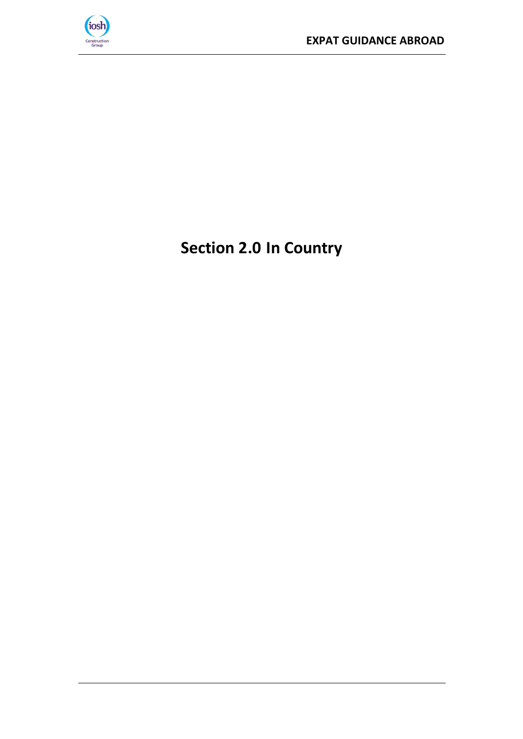# Section 2.0 In Country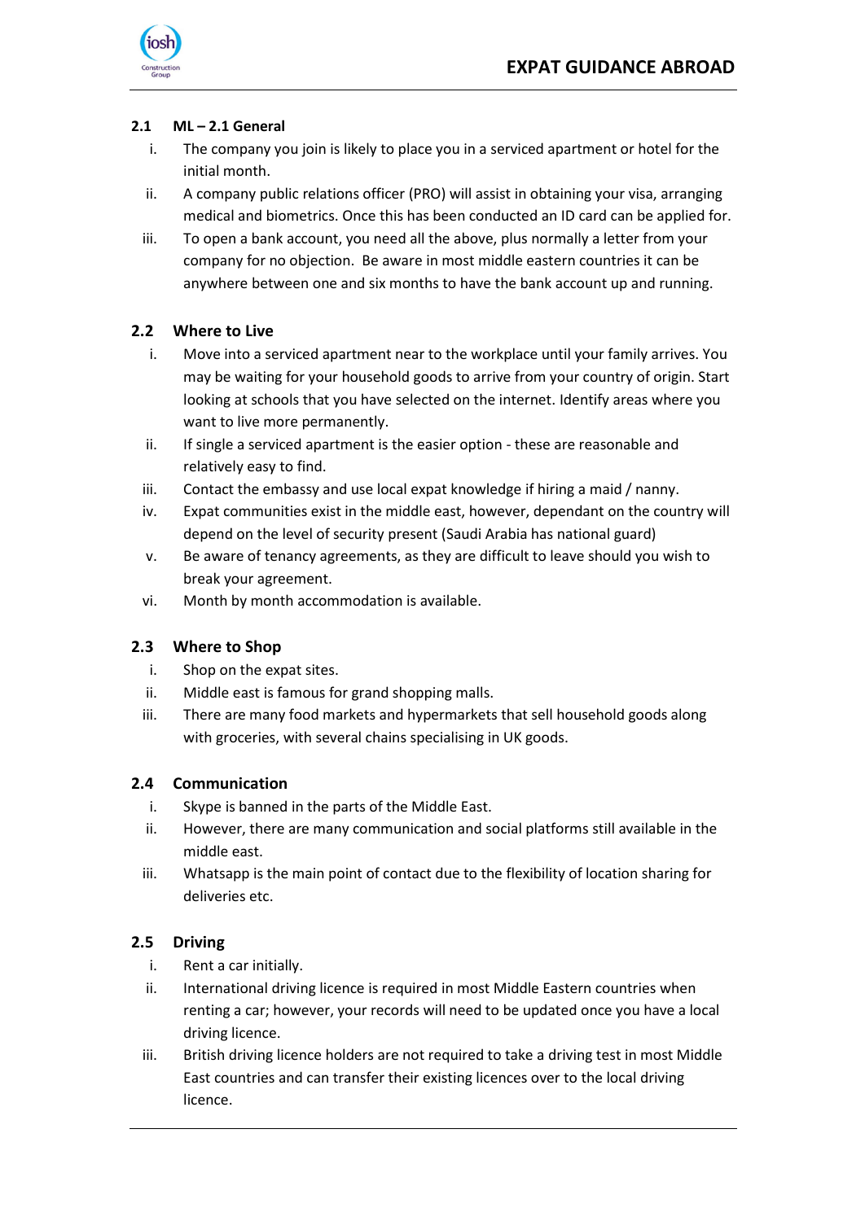## 2.1 ML – 2.1 General

i. The company you join is likely to place you in a serviced apartment or hotel for the initial month.

ii. A company public relations officer (PRO) will assist in obtaining your visa, arranging medical and biometrics. Once this has been conducted an ID card can be applied for.

iii. To open a bank account, you need all the above, plus normally a letter from your company for no objection. Be aware in most middle eastern countries it can be anywhere between one and six months to have the bank account up and running.

## 2.2 Where to Live

i. Move into a serviced apartment near to the workplace until your family arrives. You may be waiting for your household goods to arrive from your country of origin. Start looking at schools that you have selected on the internet. Identify areas where you want to live more permanently.

ii. If single a serviced apartment is the easier option - these are reasonable and relatively easy to find.

iii. Contact the embassy and use local expat knowledge if hiring a maid / nanny.

iv. Expat communities exist in the middle east, however, dependant on the country will depend on the level of security present (Saudi Arabia has national guard)

v. Be aware of tenancy agreements, as they are difficult to leave should you wish to break your agreement.

vi. Month by month accommodation is available.

## 2.3 Where to Shop

i. Shop on the expat sites.

ii. Middle east is famous for grand shopping malls.

iii. There are many food markets and hypermarkets that sell household goods along with groceries, with several chains specialising in UK goods.

## 2.4 Communication

i. Skype is banned in the parts of the Middle East.

ii. However, there are many communication and social platforms still available in the middle east.

iii. Whatsapp is the main point of contact due to the flexibility of location sharing for deliveries etc.

## 2.5 Driving

i. Rent a car initially.

ii. International driving licence is required in most Middle Eastern countries when renting a car; however, your records will need to be updated once you have a local driving licence.

iii. British driving licence holders are not required to take a driving test in most Middle East countries and can transfer their existing licences over to the local driving licence.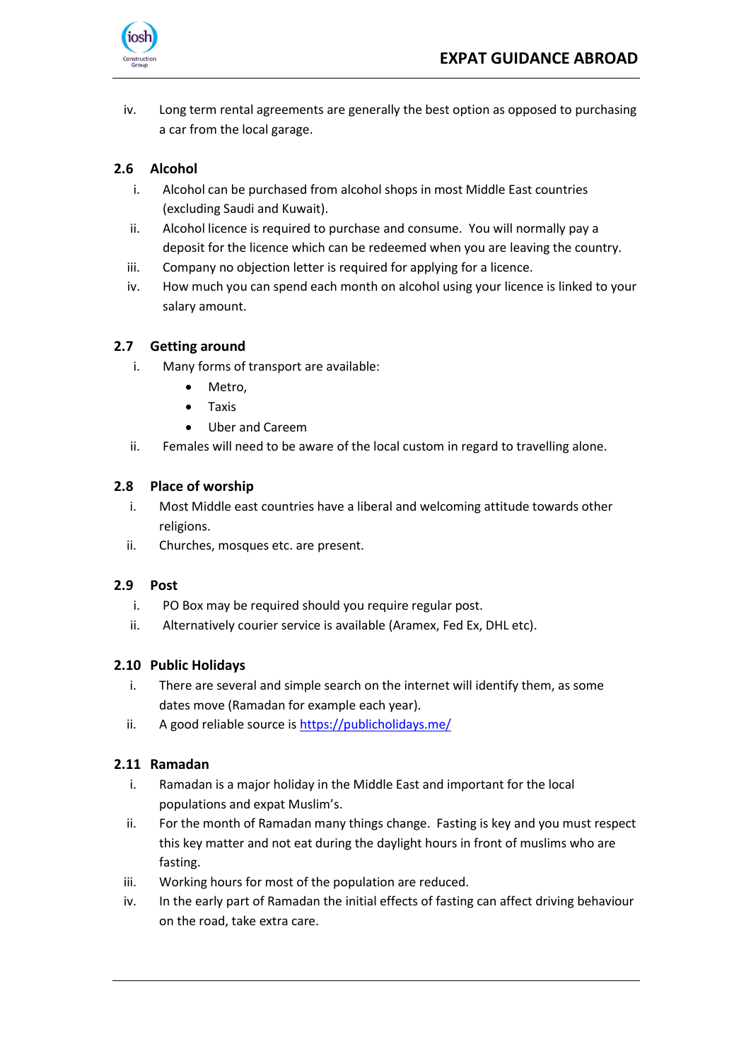iv. Long term rental agreements are generally the best option as opposed to purchasing a car from the local garage.

### 2.6 Alcohol

i. Alcohol can be purchased from alcohol shops in most Middle East countries (excluding Saudi and Kuwait).
ii. Alcohol licence is required to purchase and consume. You will normally pay a deposit for the licence which can be redeemed when you are leaving the country.
iii. Company no objection letter is required for applying for a licence.
iv. How much you can spend each month on alcohol using your licence is linked to your salary amount.

### 2.7 Getting around

i. Many forms of transport are available:
   - Metro,
   - Taxis
   - Uber and Careem
ii. Females will need to be aware of the local custom in regard to travelling alone.

### 2.8 Place of worship

i. Most Middle east countries have a liberal and welcoming attitude towards other religions.
ii. Churches, mosques etc. are present.

### 2.9 Post

i. PO Box may be required should you require regular post.
ii. Alternatively courier service is available (Aramex, Fed Ex, DHL etc).

### 2.10 Public Holidays

i. There are several and simple search on the internet will identify them, as some dates move (Ramadan for example each year).
ii. A good reliable source is [https://publicholidays.me/](https://publicholidays.me/)

### 2.11 Ramadan

i. Ramadan is a major holiday in the Middle East and important for the local populations and expat Muslim's.
ii. For the month of Ramadan many things change. Fasting is key and you must respect this key matter and not eat during the daylight hours in front of muslims who are fasting.
iii. Working hours for most of the population are reduced.
iv. In the early part of Ramadan the initial effects of fasting can affect driving behaviour on the road, take extra care.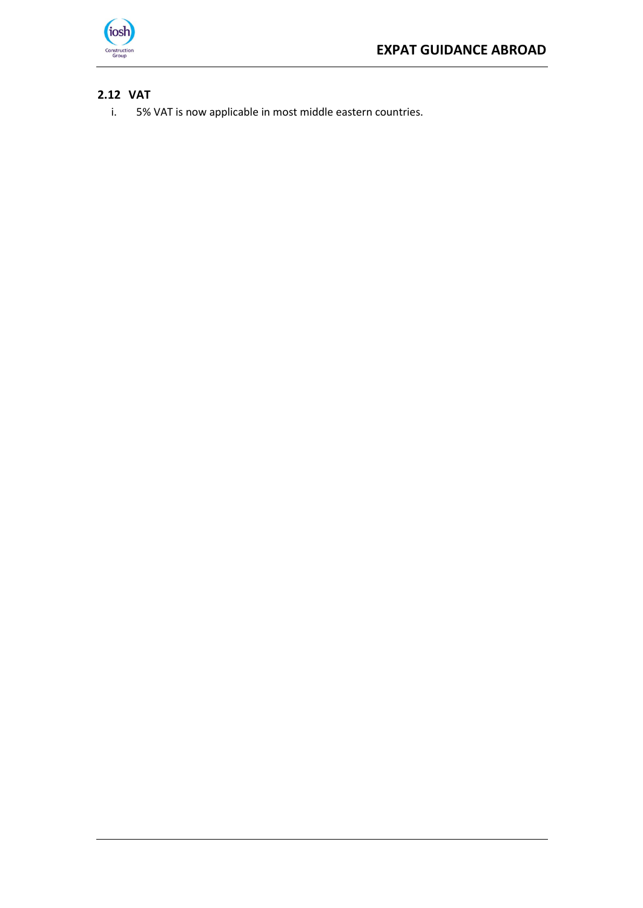## 2.12 VAT

i. 5% VAT is now applicable in most middle eastern countries.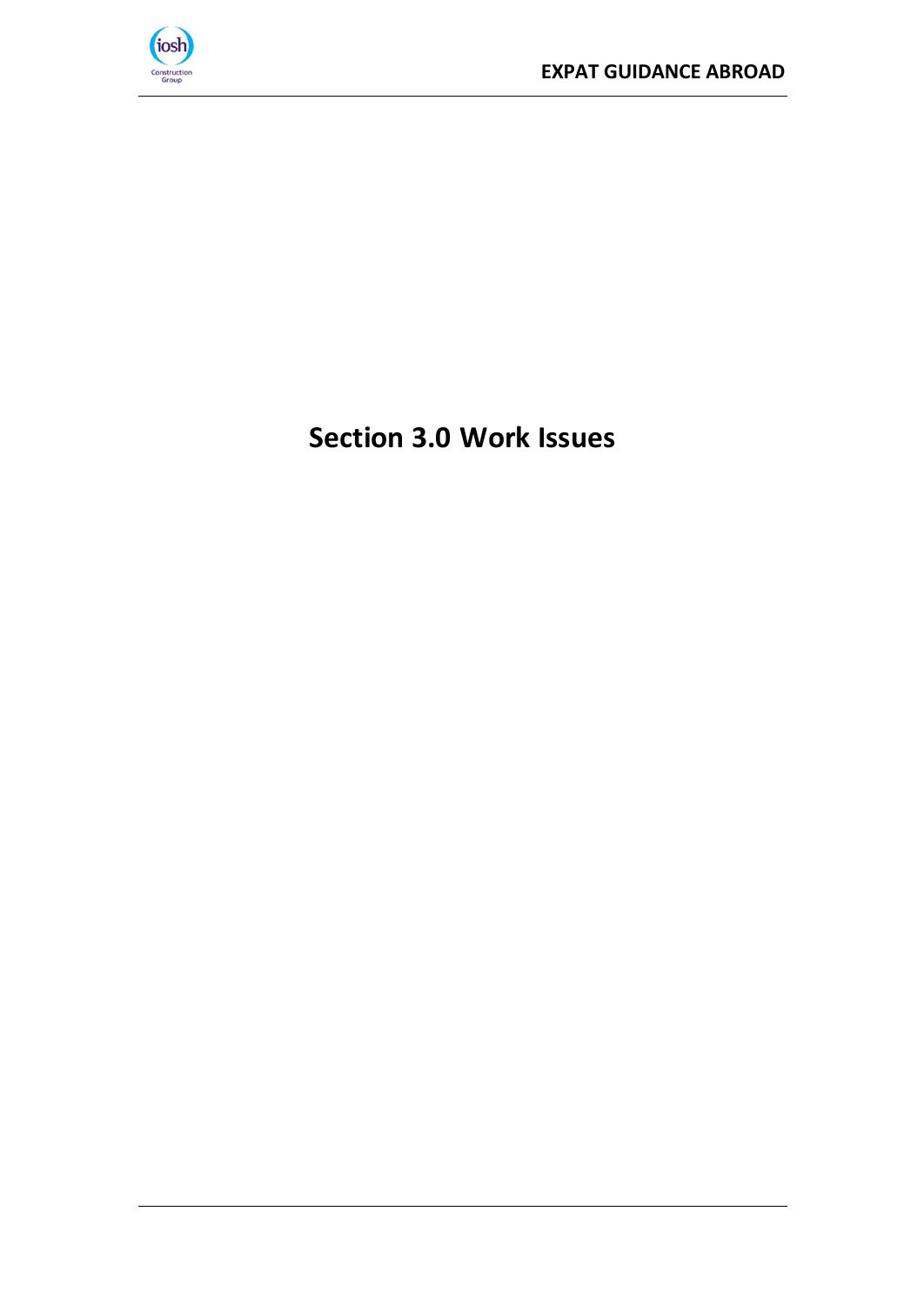# Section 3.0 Work Issues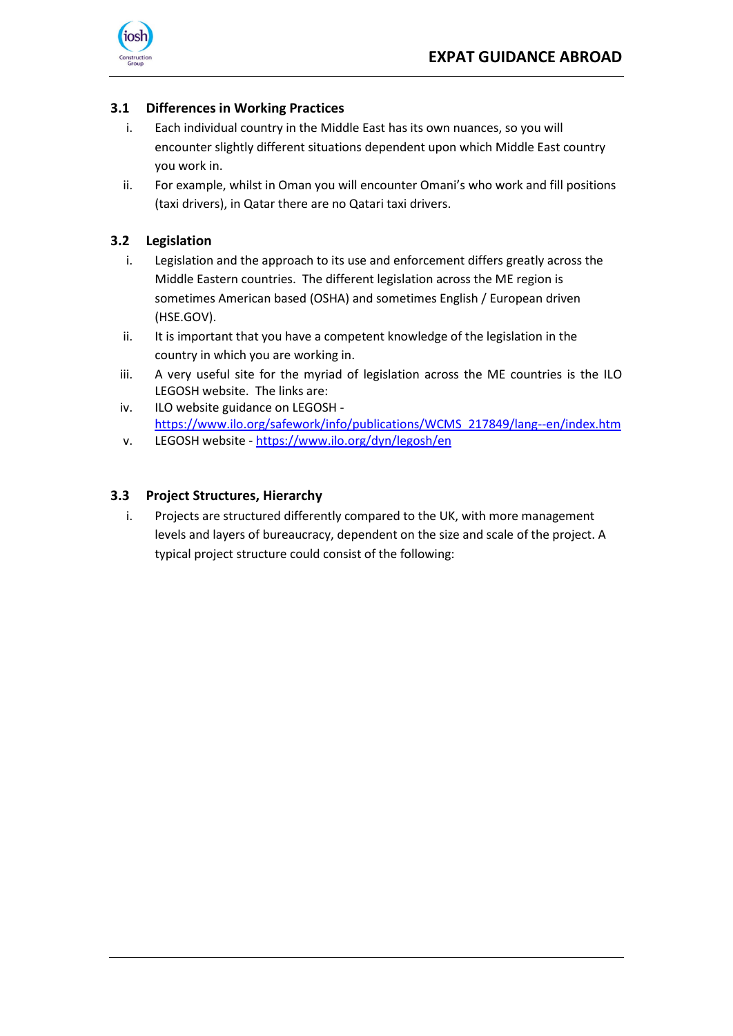### 3.1 Differences in Working Practices

i. Each individual country in the Middle East has its own nuances, so you will encounter slightly different situations dependent upon which Middle East country you work in.

ii. For example, whilst in Oman you will encounter Omani's who work and fill positions (taxi drivers), in Qatar there are no Qatari taxi drivers.

### 3.2 Legislation

i. Legislation and the approach to its use and enforcement differs greatly across the Middle Eastern countries. The different legislation across the ME region is sometimes American based (OSHA) and sometimes English / European driven (HSE.GOV).

ii. It is important that you have a competent knowledge of the legislation in the country in which you are working in.

iii. A very useful site for the myriad of legislation across the ME countries is the ILO LEGOSH website. The links are:

iv. ILO website guidance on LEGOSH - https://www.ilo.org/safework/info/publications/WCMS_217849/lang--en/index.htm

v. LEGOSH website - https://www.ilo.org/dyn/legosh/en

### 3.3 Project Structures, Hierarchy

i. Projects are structured differently compared to the UK, with more management levels and layers of bureaucracy, dependent on the size and scale of the project. A typical project structure could consist of the following: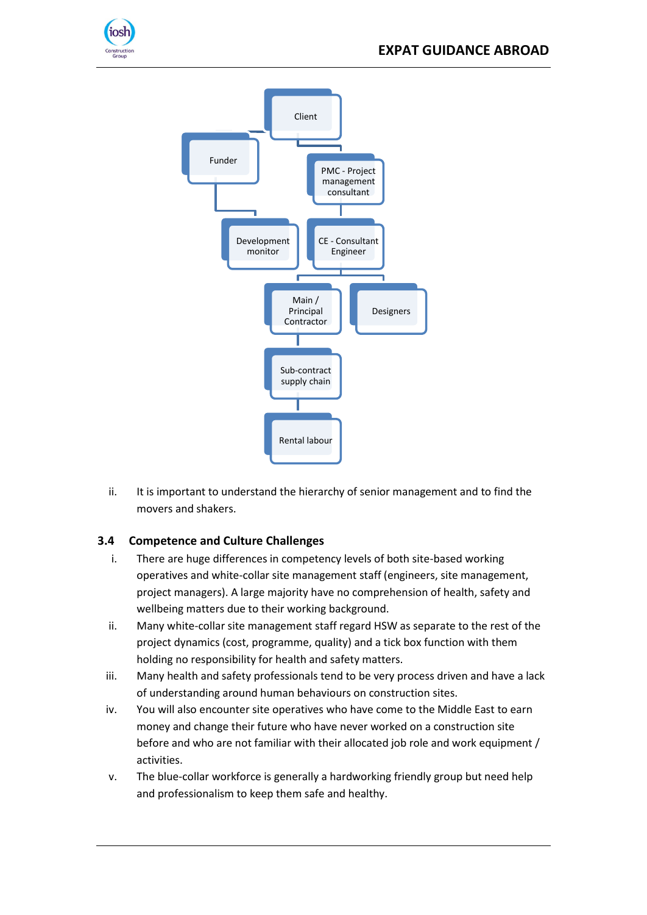Client

Funder

PMC - Project management consultant

Development monitor

CE - Consultant Engineer

Main / Principal Contractor

Designers

Sub-contract supply chain

Rental labour

ii. It is important to understand the hierarchy of senior management and to find the movers and shakers.

### 3.4 Competence and Culture Challenges

i. There are huge differences in competency levels of both site-based working operatives and white-collar site management staff (engineers, site management, project managers). A large majority have no comprehension of health, safety and wellbeing matters due to their working background.

ii. Many white-collar site management staff regard HSW as separate to the rest of the project dynamics (cost, programme, quality) and a tick box function with them holding no responsibility for health and safety matters.

iii. Many health and safety professionals tend to be very process driven and have a lack of understanding around human behaviours on construction sites.

iv. You will also encounter site operatives who have come to the Middle East to earn money and change their future who have never worked on a construction site before and who are not familiar with their allocated job role and work equipment / activities.

v. The blue-collar workforce is generally a hardworking friendly group but need help and professionalism to keep them safe and healthy.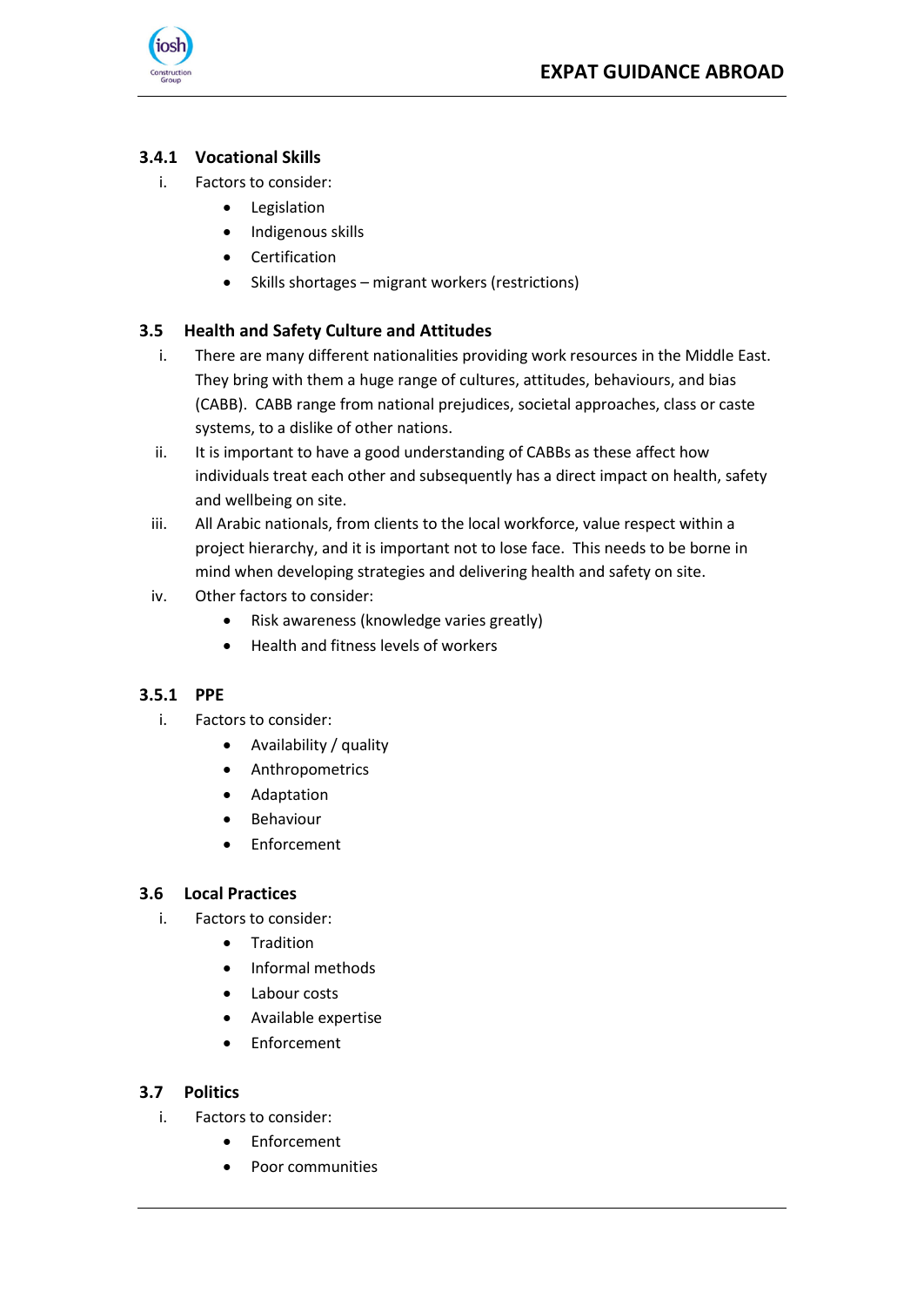### 3.4.1 Vocational Skills

i. Factors to consider:
   - Legislation
   - Indigenous skills
   - Certification
   - Skills shortages – migrant workers (restrictions)

## 3.5 Health and Safety Culture and Attitudes

i. There are many different nationalities providing work resources in the Middle East. They bring with them a huge range of cultures, attitudes, behaviours, and bias (CABB). CABB range from national prejudices, societal approaches, class or caste systems, to a dislike of other nations.

ii. It is important to have a good understanding of CABBs as these affect how individuals treat each other and subsequently has a direct impact on health, safety and wellbeing on site.

iii. All Arabic nationals, from clients to the local workforce, value respect within a project hierarchy, and it is important not to lose face. This needs to be borne in mind when developing strategies and delivering health and safety on site.

iv. Other factors to consider:
   - Risk awareness (knowledge varies greatly)
   - Health and fitness levels of workers

### 3.5.1 PPE

i. Factors to consider:
   - Availability / quality
   - Anthropometrics
   - Adaptation
   - Behaviour
   - Enforcement

## 3.6 Local Practices

i. Factors to consider:
   - Tradition
   - Informal methods
   - Labour costs
   - Available expertise
   - Enforcement

## 3.7 Politics

i. Factors to consider:
   - Enforcement
   - Poor communities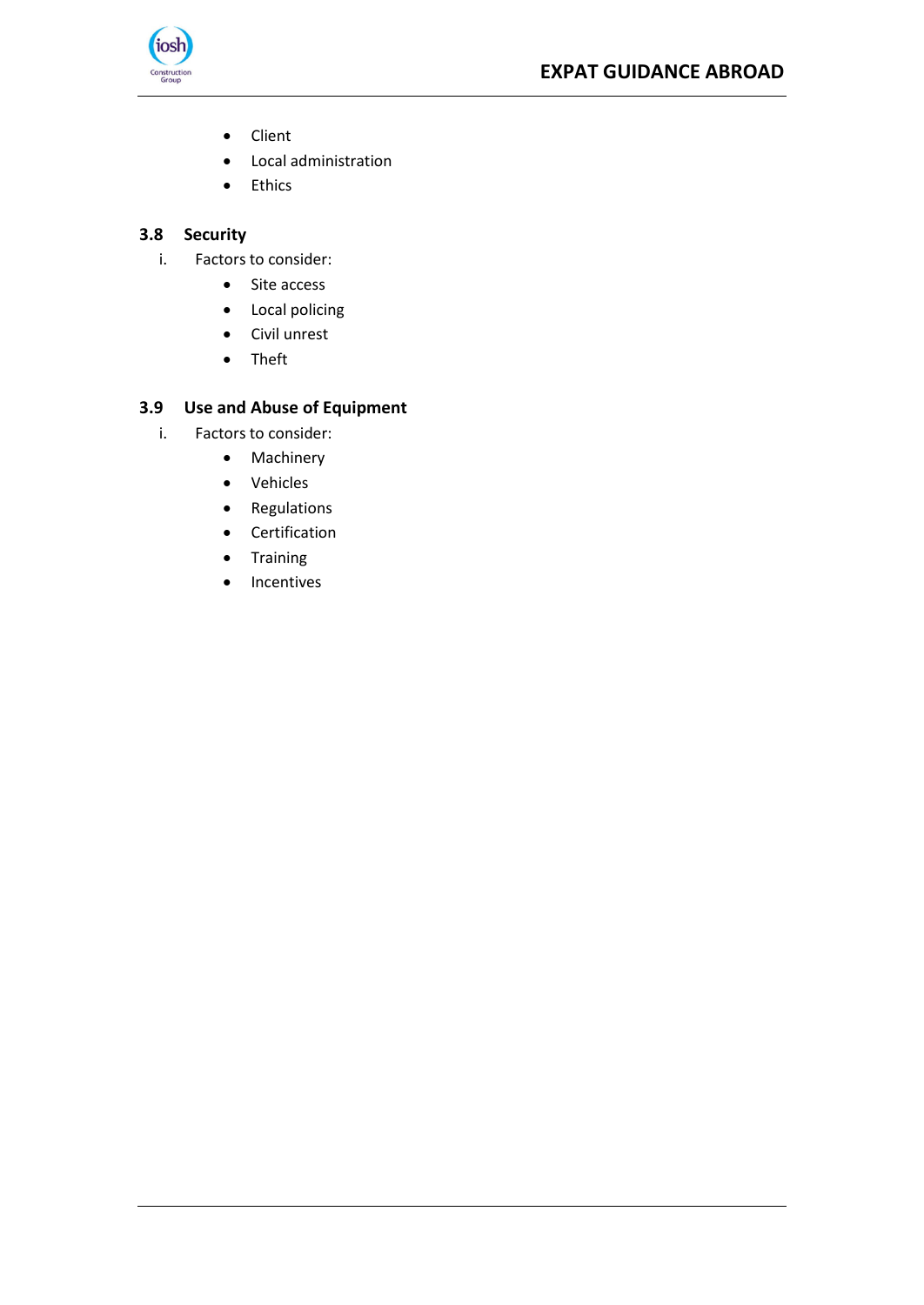- Client
- Local administration
- Ethics

### 3.8 Security

i. Factors to consider:

- Site access
- Local policing
- Civil unrest
- Theft

### 3.9 Use and Abuse of Equipment

i. Factors to consider:

- Machinery
- Vehicles
- Regulations
- Certification
- Training
- Incentives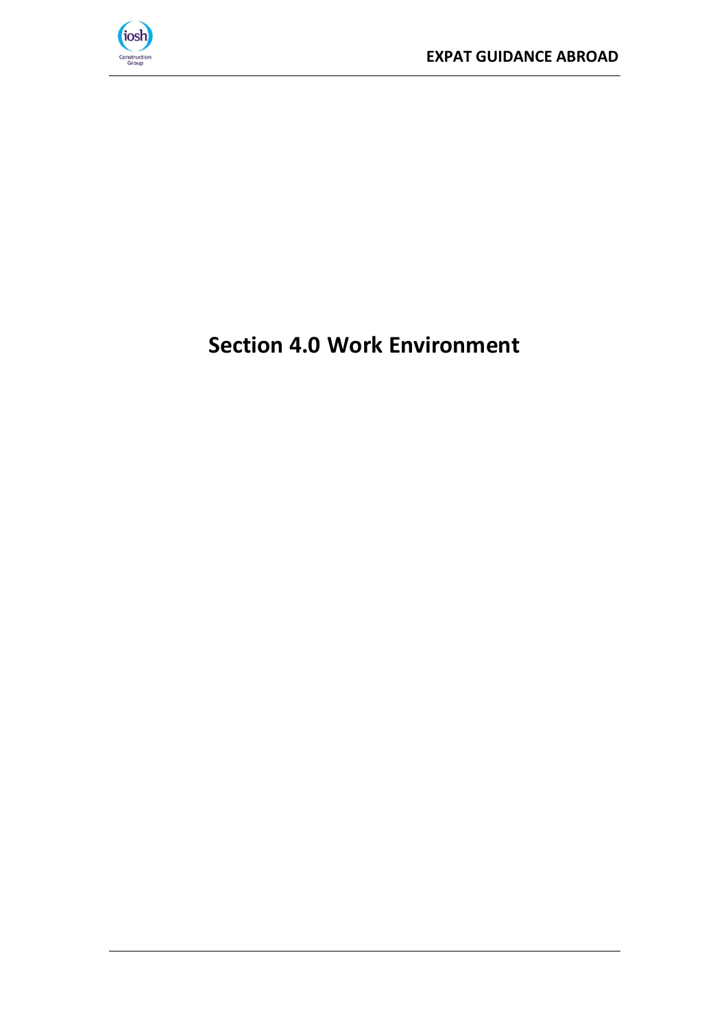# Section 4.0 Work Environment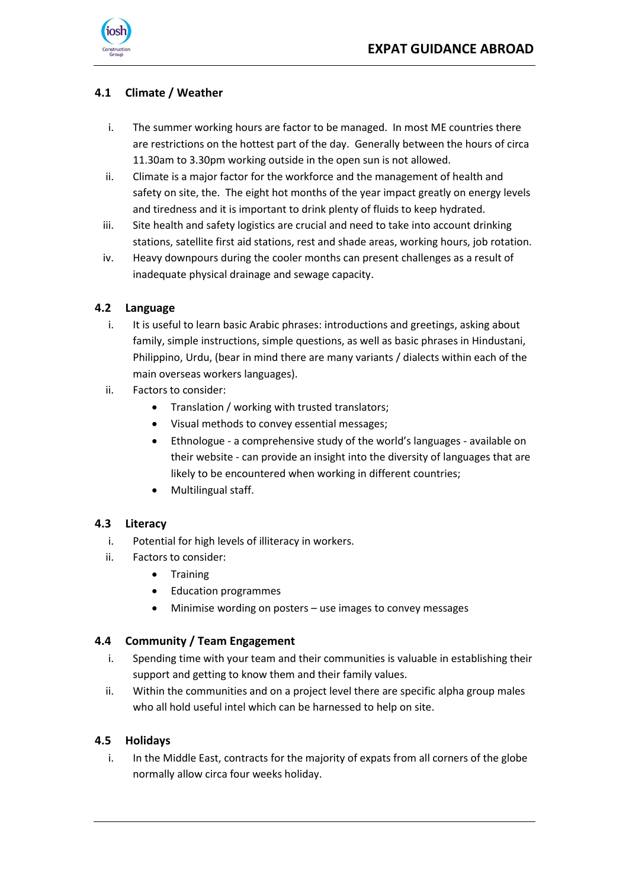### 4.1 Climate / Weather

i. The summer working hours are factor to be managed. In most ME countries there are restrictions on the hottest part of the day. Generally between the hours of circa 11.30am to 3.30pm working outside in the open sun is not allowed.

ii. Climate is a major factor for the workforce and the management of health and safety on site, the. The eight hot months of the year impact greatly on energy levels and tiredness and it is important to drink plenty of fluids to keep hydrated.

iii. Site health and safety logistics are crucial and need to take into account drinking stations, satellite first aid stations, rest and shade areas, working hours, job rotation.

iv. Heavy downpours during the cooler months can present challenges as a result of inadequate physical drainage and sewage capacity.

### 4.2 Language

i. It is useful to learn basic Arabic phrases: introductions and greetings, asking about family, simple instructions, simple questions, as well as basic phrases in Hindustani, Philippino, Urdu, (bear in mind there are many variants / dialects within each of the main overseas workers languages).

ii. Factors to consider:
   - Translation / working with trusted translators;
   - Visual methods to convey essential messages;
   - Ethnologue - a comprehensive study of the world's languages - available on their website - can provide an insight into the diversity of languages that are likely to be encountered when working in different countries;
   - Multilingual staff.

### 4.3 Literacy

i. Potential for high levels of illiteracy in workers.

ii. Factors to consider:
   - Training
   - Education programmes
   - Minimise wording on posters – use images to convey messages

### 4.4 Community / Team Engagement

i. Spending time with your team and their communities is valuable in establishing their support and getting to know them and their family values.

ii. Within the communities and on a project level there are specific alpha group males who all hold useful intel which can be harnessed to help on site.

### 4.5 Holidays

i. In the Middle East, contracts for the majority of expats from all corners of the globe normally allow circa four weeks holiday.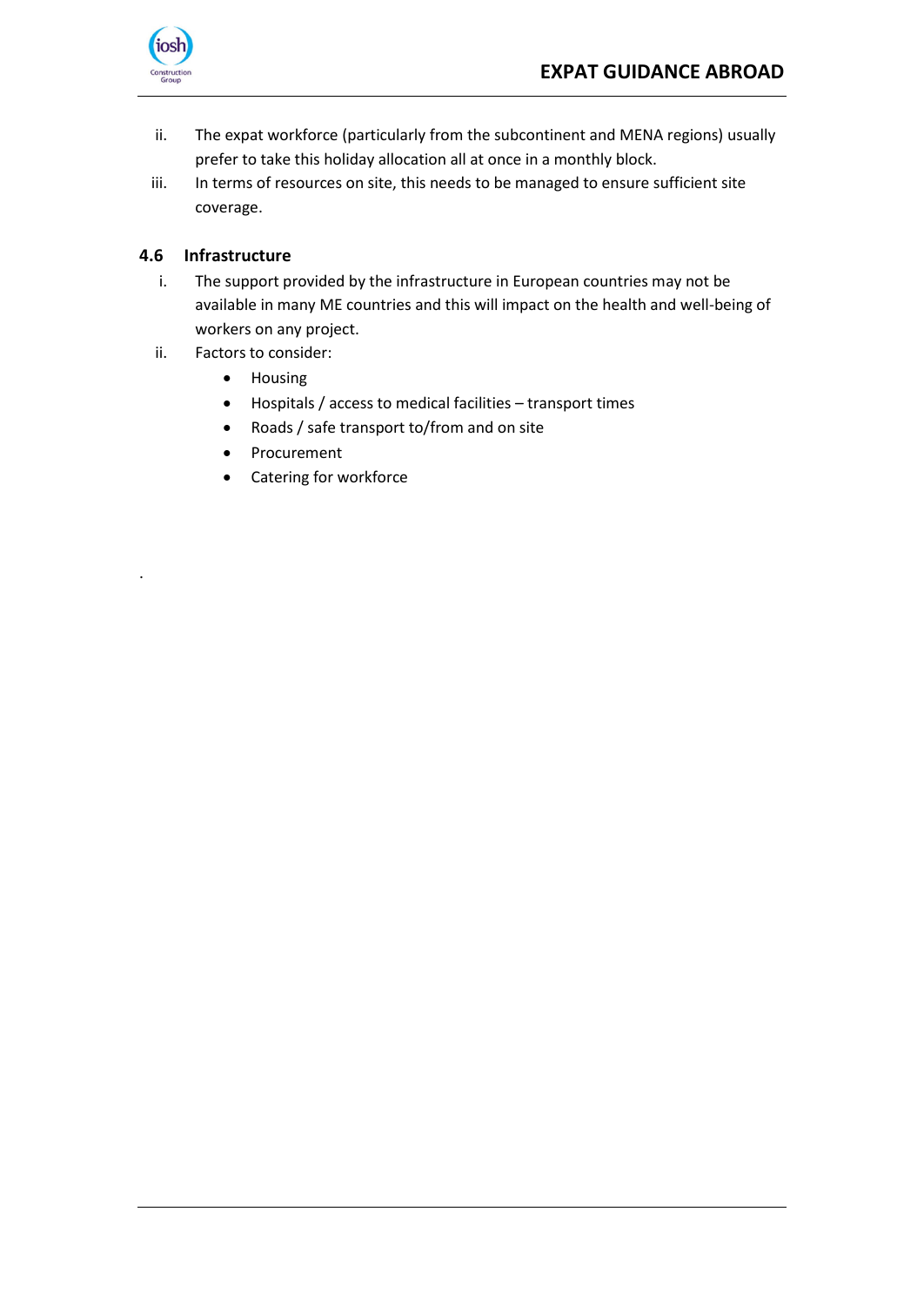ii. The expat workforce (particularly from the subcontinent and MENA regions) usually prefer to take this holiday allocation all at once in a monthly block.

iii. In terms of resources on site, this needs to be managed to ensure sufficient site coverage.

### 4.6 Infrastructure

i. The support provided by the infrastructure in European countries may not be available in many ME countries and this will impact on the health and well-being of workers on any project.

ii. Factors to consider:

- Housing
- Hospitals / access to medical facilities – transport times
- Roads / safe transport to/from and on site
- Procurement
- Catering for workforce

.